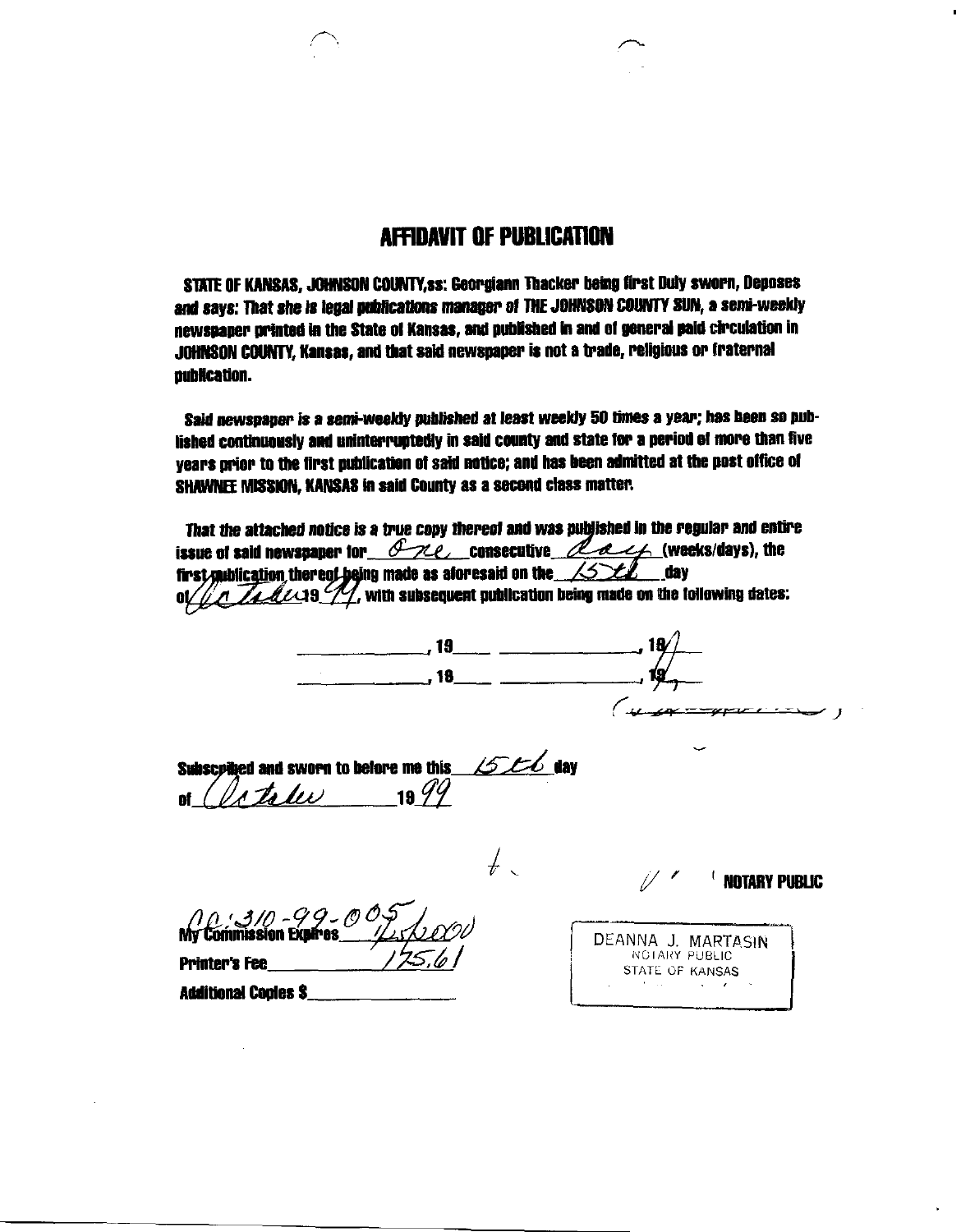# AFFIDAVIT OF PUBLICATION

**STATE OF KANSAS, JOHNSON COUNTY,ss: Georgiann Thacker being first Duly sworn, Deposes and says: That she is legal publications manager of THE JOHNSON COUNTY SUN, a semi-weekly newspaper printed in the State of Kansas, and published in and of general paid circulation in JOHNSON COUNTY, Kansas, and that said newspaper is not a trade, religious or fraternal publication.**

**Said newspaper is a semi-weekly published at least weekly 50 times a year; has been so published continuously and uninterruptedly in said county and state for a period of more than five years prior to the first publication of said notice; and has been admitted at the post office of SHAWNEE MISSION, KANSAS in said County as a second class matter.**

**That the attached notice is a true copy thereof and was published in the regular and entire issue of said newspaper for** *One* **consecutive** *day* **(weeks/days), the first publication thereof being made as aforesaid on the** *15th* **day of** *October* **19** *99***, with subsequent publication being made on the following dates:**

_______________, 19____ _______________, 19____

_______________, 19____ _______________, 19____

**Subscribed and sworn to before me this** *15th* **day of** *October* **19** *99*

**NOTARY PUBLIC**

*00:310-99-005*

**My Commission Expires** *12/6/2000*

**Printer's Fee** *175.61*

**Additional Copies $**_______________

DEANNA J. MARTASIN
NOTARY PUBLIC
STATE OF KANSAS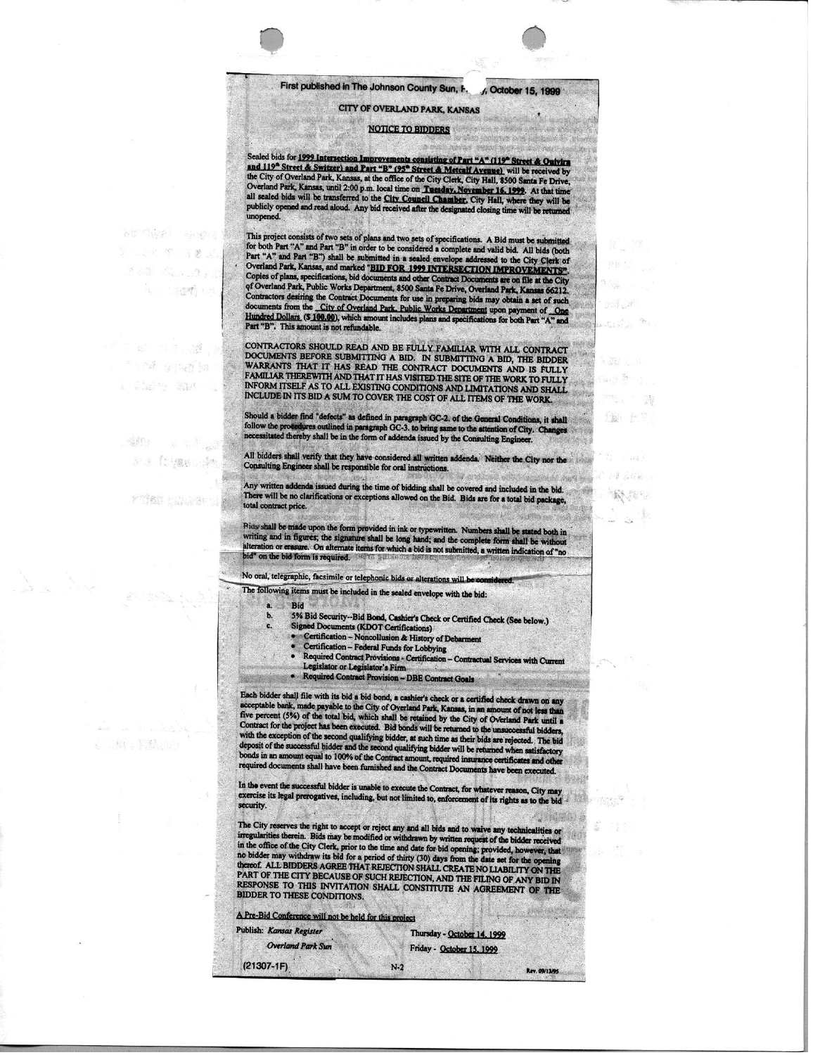First published in The Johnson County Sun, F..., October 15, 1999

## CITY OF OVERLAND PARK, KANSAS

### NOTICE TO BIDDERS

Sealed bids for **1999 Intersection Improvements consisting of Part "A" (119th Street & Quivira and 119th Street & Switzer) and Part "B" (95th Street & Metcalf Avenue)** will be received by the City of Overland Park, Kansas, at the office of the City Clerk, City Hall, 8500 Santa Fe Drive, Overland Park, Kansas, until 2:00 p.m. local time on **Tuesday, November 16, 1999**. At that time all sealed bids will be transferred to the **City Council Chamber**, City Hall, where they will be publicly opened and read aloud. Any bid received after the designated closing time will be returned unopened.

This project consists of two sets of plans and two sets of specifications. A Bid must be submitted for both Part "A" and Part "B" in order to be considered a complete and valid bid. All bids (both Part "A" and Part "B") shall be submitted in a sealed envelope addressed to the City Clerk of Overland Park, Kansas, and marked "**BID FOR 1999 INTERSECTION IMPROVEMENTS**". Copies of plans, specifications, bid documents and other Contract Documents are on file at the City of Overland Park, Public Works Department, 8500 Santa Fe Drive, Overland Park, Kansas 66212. Contractors desiring the Contract Documents for use in preparing bids may obtain a set of such documents from the City of Overland Park, Public Works Department upon payment of One Hundred Dollars ($ 100.00), which amount includes plans and specifications for both Part "A" and Part "B". This amount is not refundable.

CONTRACTORS SHOULD READ AND BE FULLY FAMILIAR WITH ALL CONTRACT DOCUMENTS BEFORE SUBMITTING A BID. IN SUBMITTING A BID, THE BIDDER WARRANTS THAT IT HAS READ THE CONTRACT DOCUMENTS AND IS FULLY FAMILIAR THEREWITH AND THAT IT HAS VISITED THE SITE OF THE WORK TO FULLY INFORM ITSELF AS TO ALL EXISTING CONDITIONS AND LIMITATIONS AND SHALL INCLUDE IN ITS BID A SUM TO COVER THE COST OF ALL ITEMS OF THE WORK.

Should a bidder find "defects" as defined in paragraph GC-2. of the General Conditions, it shall follow the procedures outlined in paragraph GC-3. to bring same to the attention of City. Changes necessitated thereby shall be in the form of addenda issued by the Consulting Engineer.

All bidders shall verify that they have considered all written addenda. Neither the City nor the Consulting Engineer shall be responsible for oral instructions.

Any written addenda issued during the time of bidding shall be covered and included in the bid. There will be no clarifications or exceptions allowed on the Bid. Bids are for a total bid package, total contract price.

Bids shall be made upon the form provided in ink or typewritten. Numbers shall be stated both in writing and in figures; the signature shall be long hand; and the complete form shall be without alteration or erasure. On alternate items for which a bid is not submitted, a written indication of "no bid" on the bid form is required.

No oral, telegraphic, facsimile or telephonic bids or alterations will be considered.

The following items must be included in the sealed envelope with the bid:

a. Bid
b. 5% Bid Security--Bid Bond, Cashier's Check or Certified Check (See below.)
c. Signed Documents (KDOT Certifications)
   - Certification – Noncollusion & History of Debarment
   - Certification – Federal Funds for Lobbying
   - Required Contract Provisions - Certification – Contractual Services with Current Legislator or Legislator's Firm
   - Required Contract Provision – DBE Contract Goals

Each bidder shall file with its bid a bid bond, a cashier's check or a certified check drawn on any acceptable bank, made payable to the City of Overland Park, Kansas, in an amount of not less than five percent (5%) of the total bid, which shall be retained by the City of Overland Park until a Contract for the project has been executed. Bid bonds will be returned to the unsuccessful bidders, with the exception of the second qualifying bidder, at such time as their bids are rejected. The bid deposit of the successful bidder and the second qualifying bidder will be returned when satisfactory bonds in an amount equal to 100% of the Contract amount, required insurance certificates and other required documents shall have been furnished and the Contract Documents have been executed.

In the event the successful bidder is unable to execute the Contract, for whatever reason, City may exercise its legal prerogatives, including, but not limited to, enforcement of its rights as to the bid security.

The City reserves the right to accept or reject any and all bids and to waive any technicalities or irregularities therein. Bids may be modified or withdrawn by written request of the bidder received in the office of the City Clerk, prior to the time and date for bid opening; provided, however, that no bidder may withdraw its bid for a period of thirty (30) days from the date set for the opening thereof. ALL BIDDERS AGREE THAT REJECTION SHALL CREATE NO LIABILITY ON THE PART OF THE CITY BECAUSE OF SUCH REJECTION, AND THE FILING OF ANY BID IN RESPONSE TO THIS INVITATION SHALL CONSTITUTE AN AGREEMENT OF THE BIDDER TO THESE CONDITIONS.

A Pre-Bid Conference will not be held for this project

Publish: *Kansas Register* — Thursday - October 14, 1999

*Overland Park Sun* — Friday - October 15, 1999

(21307-1F)

Rev. 09/13/95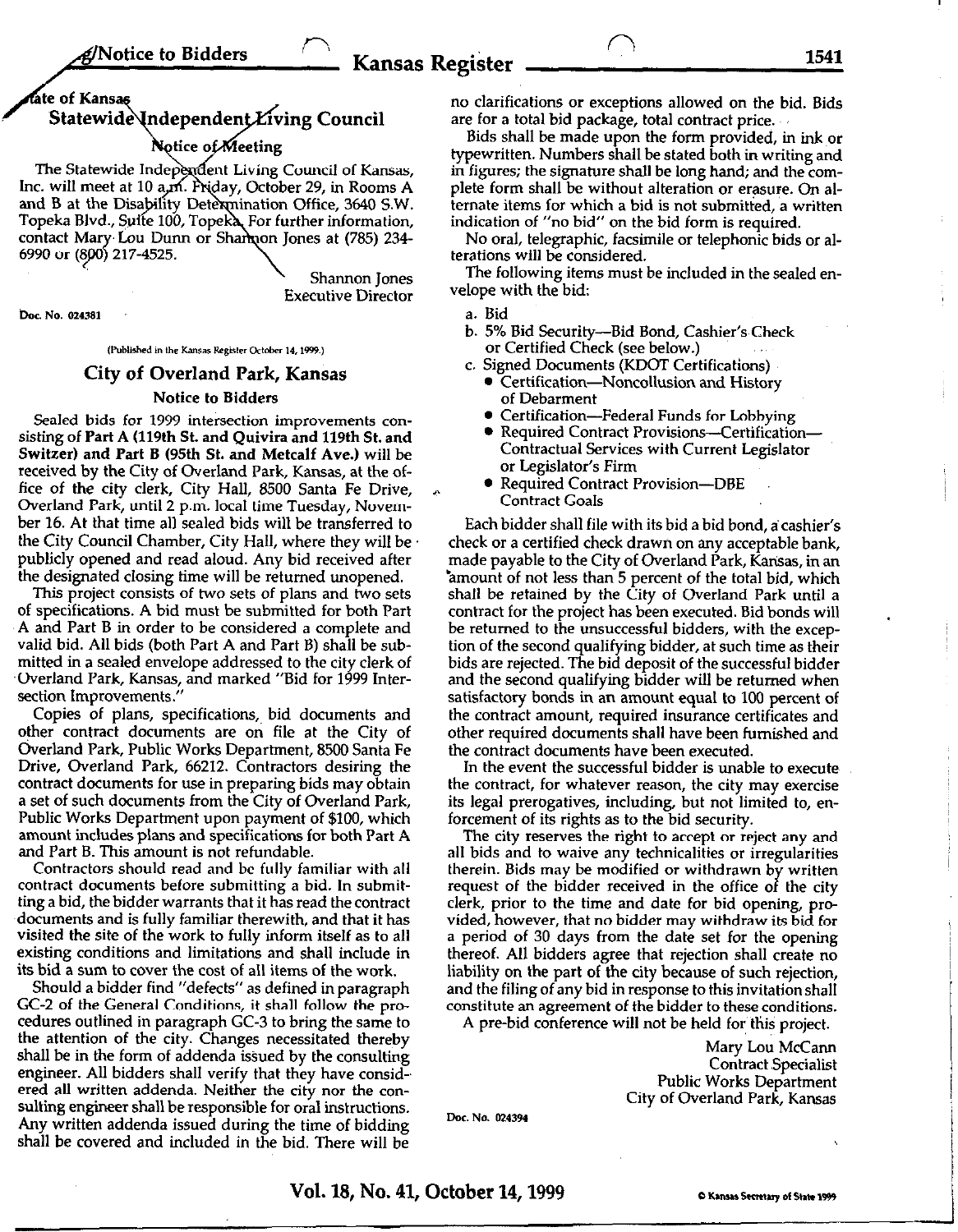## State of Kansas

### Statewide Independent Living Council

#### Notice of Meeting

The Statewide Independent Living Council of Kansas, Inc. will meet at 10 a.m. Friday, October 29, in Rooms A and B at the Disability Determination Office, 3640 S.W. Topeka Blvd., Suite 100, Topeka. For further information, contact Mary Lou Dunn or Shannon Jones at (785) 234-6990 or (800) 217-4525.

Shannon Jones
Executive Director

Doc. No. 024381

(Published in the Kansas Register October 14, 1999.)

## City of Overland Park, Kansas

### Notice to Bidders

Sealed bids for 1999 intersection improvements consisting of **Part A (119th St. and Quivira and 119th St. and Switzer) and Part B (95th St. and Metcalf Ave.)** will be received by the City of Overland Park, Kansas, at the office of the city clerk, City Hall, 8500 Santa Fe Drive, Overland Park, until 2 p.m. local time Tuesday, November 16. At that time all sealed bids will be transferred to the City Council Chamber, City Hall, where they will be publicly opened and read aloud. Any bid received after the designated closing time will be returned unopened.

This project consists of two sets of plans and two sets of specifications. A bid must be submitted for both Part A and Part B in order to be considered a complete and valid bid. All bids (both Part A and Part B) shall be submitted in a sealed envelope addressed to the city clerk of Overland Park, Kansas, and marked "Bid for 1999 Intersection Improvements."

Copies of plans, specifications, bid documents and other contract documents are on file at the City of Overland Park, Public Works Department, 8500 Santa Fe Drive, Overland Park, 66212. Contractors desiring the contract documents for use in preparing bids may obtain a set of such documents from the City of Overland Park, Public Works Department upon payment of $100, which amount includes plans and specifications for both Part A and Part B. This amount is not refundable.

Contractors should read and be fully familiar with all contract documents before submitting a bid. In submitting a bid, the bidder warrants that it has read the contract documents and is fully familiar therewith, and that it has visited the site of the work to fully inform itself as to all existing conditions and limitations and shall include in its bid a sum to cover the cost of all items of the work.

Should a bidder find "defects" as defined in paragraph GC-2 of the General Conditions, it shall follow the procedures outlined in paragraph GC-3 to bring the same to the attention of the city. Changes necessitated thereby shall be in the form of addenda issued by the consulting engineer. All bidders shall verify that they have considered all written addenda. Neither the city nor the consulting engineer shall be responsible for oral instructions. Any written addenda issued during the time of bidding shall be covered and included in the bid. There will be no clarifications or exceptions allowed on the bid. Bids are for a total bid package, total contract price.

Bids shall be made upon the form provided, in ink or typewritten. Numbers shall be stated both in writing and in figures; the signature shall be long hand; and the complete form shall be without alteration or erasure. On alternate items for which a bid is not submitted, a written indication of "no bid" on the bid form is required.

No oral, telegraphic, facsimile or telephonic bids or alterations will be considered.

The following items must be included in the sealed envelope with the bid:

a. Bid
b. 5% Bid Security—Bid Bond, Cashier's Check or Certified Check (see below.)
c. Signed Documents (KDOT Certifications)
   - Certification—Noncollusion and History of Debarment
   - Certification—Federal Funds for Lobbying
   - Required Contract Provisions—Certification—Contractual Services with Current Legislator or Legislator's Firm
   - Required Contract Provision—DBE Contract Goals

Each bidder shall file with its bid a bid bond, a cashier's check or a certified check drawn on any acceptable bank, made payable to the City of Overland Park, Kansas, in an amount of not less than 5 percent of the total bid, which shall be retained by the City of Overland Park until a contract for the project has been executed. Bid bonds will be returned to the unsuccessful bidders, with the exception of the second qualifying bidder, at such time as their bids are rejected. The bid deposit of the successful bidder and the second qualifying bidder will be returned when satisfactory bonds in an amount equal to 100 percent of the contract amount, required insurance certificates and other required documents shall have been furnished and the contract documents have been executed.

In the event the successful bidder is unable to execute the contract, for whatever reason, the city may exercise its legal prerogatives, including, but not limited to, enforcement of its rights as to the bid security.

The city reserves the right to accept or reject any and all bids and to waive any technicalities or irregularities therein. Bids may be modified or withdrawn by written request of the bidder received in the office of the city clerk, prior to the time and date for bid opening, provided, however, that no bidder may withdraw its bid for a period of 30 days from the date set for the opening thereof. All bidders agree that rejection shall create no liability on the part of the city because of such rejection, and the filing of any bid in response to this invitation shall constitute an agreement of the bidder to these conditions.

A pre-bid conference will not be held for this project.

Mary Lou McCann
Contract Specialist
Public Works Department
City of Overland Park, Kansas

Doc. No. 024394